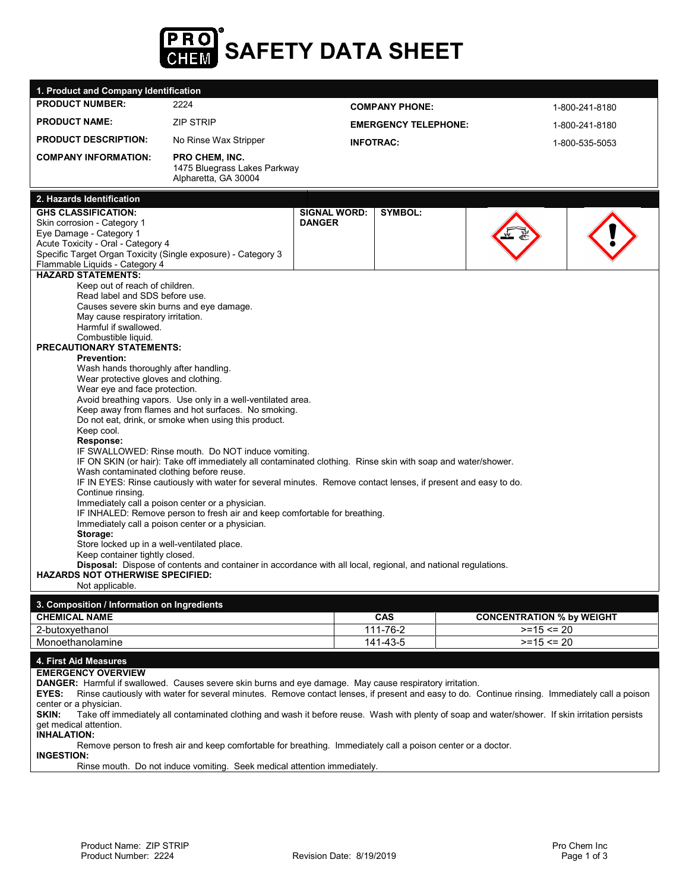# SAFETY DATA SHEET

## 1. Product and Company Identification

| | | | |
|---|---|---|---|
| **PRODUCT NUMBER:** | 2224 | **COMPANY PHONE:** | 1-800-241-8180 |
| **PRODUCT NAME:** | ZIP STRIP | **EMERGENCY TELEPHONE:** | 1-800-241-8180 |
| **PRODUCT DESCRIPTION:** | No Rinse Wax Stripper | **INFOTRAC:** | 1-800-535-5053 |
| **COMPANY INFORMATION:** | **PRO CHEM, INC.** 1475 Bluegrass Lakes Parkway Alpharetta, GA 30004 | | |

## 2. Hazards Identification

**GHS CLASSIFICATION:**
Skin corrosion - Category 1
Eye Damage - Category 1
Acute Toxicity - Oral - Category 4
Specific Target Organ Toxicity (Single exposure) - Category 3
Flammable Liquids - Category 4

**SIGNAL WORD:** DANGER

**SYMBOL:**

**HAZARD STATEMENTS:**

Keep out of reach of children.
Read label and SDS before use.
Causes severe skin burns and eye damage.
May cause respiratory irritation.
Harmful if swallowed.
Combustible liquid.

**PRECAUTIONARY STATEMENTS:**

**Prevention:**
Wash hands thoroughly after handling.
Wear protective gloves and clothing.
Wear eye and face protection.
Avoid breathing vapors. Use only in a well-ventilated area.
Keep away from flames and hot surfaces. No smoking.
Do not eat, drink, or smoke when using this product.
Keep cool.

**Response:**
IF SWALLOWED: Rinse mouth. Do NOT induce vomiting.
IF ON SKIN (or hair): Take off immediately all contaminated clothing. Rinse skin with soap and water/shower.
Wash contaminated clothing before reuse.
IF IN EYES: Rinse cautiously with water for several minutes. Remove contact lenses, if present and easy to do.
Continue rinsing.
Immediately call a poison center or a physician.
IF INHALED: Remove person to fresh air and keep comfortable for breathing.
Immediately call a poison center or a physician.

**Storage:**
Store locked up in a well-ventilated place.
Keep container tightly closed.

**Disposal:** Dispose of contents and container in accordance with all local, regional, and national regulations.

**HAZARDS NOT OTHERWISE SPECIFIED:**
Not applicable.

## 3. Composition / Information on Ingredients

| CHEMICAL NAME | CAS | CONCENTRATION % by WEIGHT |
|---|---|---|
| 2-butoxyethanol | 111-76-2 | >=15 <= 20 |
| Monoethanolamine | 141-43-5 | >=15 <= 20 |

## 4. First Aid Measures

**EMERGENCY OVERVIEW**

**DANGER:** Harmful if swallowed. Causes severe skin burns and eye damage. May cause respiratory irritation.

**EYES:** Rinse cautiously with water for several minutes. Remove contact lenses, if present and easy to do. Continue rinsing. Immediately call a poison center or a physician.

**SKIN:** Take off immediately all contaminated clothing and wash it before reuse. Wash with plenty of soap and water/shower. If skin irritation persists get medical attention.

**INHALATION:**
Remove person to fresh air and keep comfortable for breathing. Immediately call a poison center or a doctor.

**INGESTION:**
Rinse mouth. Do not induce vomiting. Seek medical attention immediately.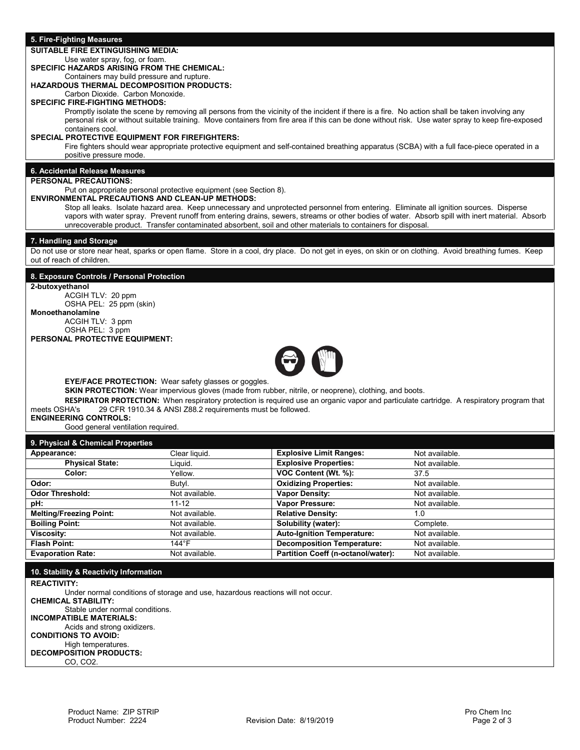## 5. Fire-Fighting Measures

**SUITABLE FIRE EXTINGUISHING MEDIA:**

Use water spray, fog, or foam.

**SPECIFIC HAZARDS ARISING FROM THE CHEMICAL:**

Containers may build pressure and rupture.

**HAZARDOUS THERMAL DECOMPOSITION PRODUCTS:**

Carbon Dioxide. Carbon Monoxide.

**SPECIFIC FIRE-FIGHTING METHODS:**

Promptly isolate the scene by removing all persons from the vicinity of the incident if there is a fire. No action shall be taken involving any personal risk or without suitable training. Move containers from fire area if this can be done without risk. Use water spray to keep fire-exposed containers cool.

**SPECIAL PROTECTIVE EQUIPMENT FOR FIREFIGHTERS:**

Fire fighters should wear appropriate protective equipment and self-contained breathing apparatus (SCBA) with a full face-piece operated in a positive pressure mode.

## 6. Accidental Release Measures

**PERSONAL PRECAUTIONS:**

Put on appropriate personal protective equipment (see Section 8).

**ENVIRONMENTAL PRECAUTIONS AND CLEAN-UP METHODS:**

Stop all leaks. Isolate hazard area. Keep unnecessary and unprotected personnel from entering. Eliminate all ignition sources. Disperse vapors with water spray. Prevent runoff from entering drains, sewers, streams or other bodies of water. Absorb spill with inert material. Absorb unrecoverable product. Transfer contaminated absorbent, soil and other materials to containers for disposal.

## 7. Handling and Storage

Do not use or store near heat, sparks or open flame. Store in a cool, dry place. Do not get in eyes, on skin or on clothing. Avoid breathing fumes. Keep out of reach of children.

## 8. Exposure Controls / Personal Protection

**2-butoxyethanol**

ACGIH TLV: 20 ppm
OSHA PEL: 25 ppm (skin)

**Monoethanolamine**

ACGIH TLV: 3 ppm
OSHA PEL: 3 ppm

**PERSONAL PROTECTIVE EQUIPMENT:**

**EYE/FACE PROTECTION:** Wear safety glasses or goggles.

**SKIN PROTECTION:** Wear impervious gloves (made from rubber, nitrile, or neoprene), clothing, and boots.

**RESPIRATOR PROTECTION:** When respiratory protection is required use an organic vapor and particulate cartridge. A respiratory program that meets OSHA's 29 CFR 1910.34 & ANSI Z88.2 requirements must be followed.

**ENGINEERING CONTROLS:**

Good general ventilation required.

## 9. Physical & Chemical Properties

| | | | |
|---|---|---|---|
| **Appearance:** | Clear liquid. | **Explosive Limit Ranges:** | Not available. |
| **Physical State:** | Liquid. | **Explosive Properties:** | Not available. |
| **Color:** | Yellow. | **VOC Content (Wt. %):** | 37.5 |
| **Odor:** | Butyl. | **Oxidizing Properties:** | Not available. |
| **Odor Threshold:** | Not available. | **Vapor Density:** | Not available. |
| **pH:** | 11-12 | **Vapor Pressure:** | Not available. |
| **Melting/Freezing Point:** | Not available. | **Relative Density:** | 1.0 |
| **Boiling Point:** | Not available. | **Solubility (water):** | Complete. |
| **Viscosity:** | Not available. | **Auto-Ignition Temperature:** | Not available. |
| **Flash Point:** | 144°F | **Decomposition Temperature:** | Not available. |
| **Evaporation Rate:** | Not available. | **Partition Coeff (n-octanol/water):** | Not available. |

## 10. Stability & Reactivity Information

**REACTIVITY:**

Under normal conditions of storage and use, hazardous reactions will not occur.

**CHEMICAL STABILITY:**

Stable under normal conditions.

**INCOMPATIBLE MATERIALS:**

Acids and strong oxidizers.

**CONDITIONS TO AVOID:**

High temperatures.

**DECOMPOSITION PRODUCTS:**

CO, $CO_2$.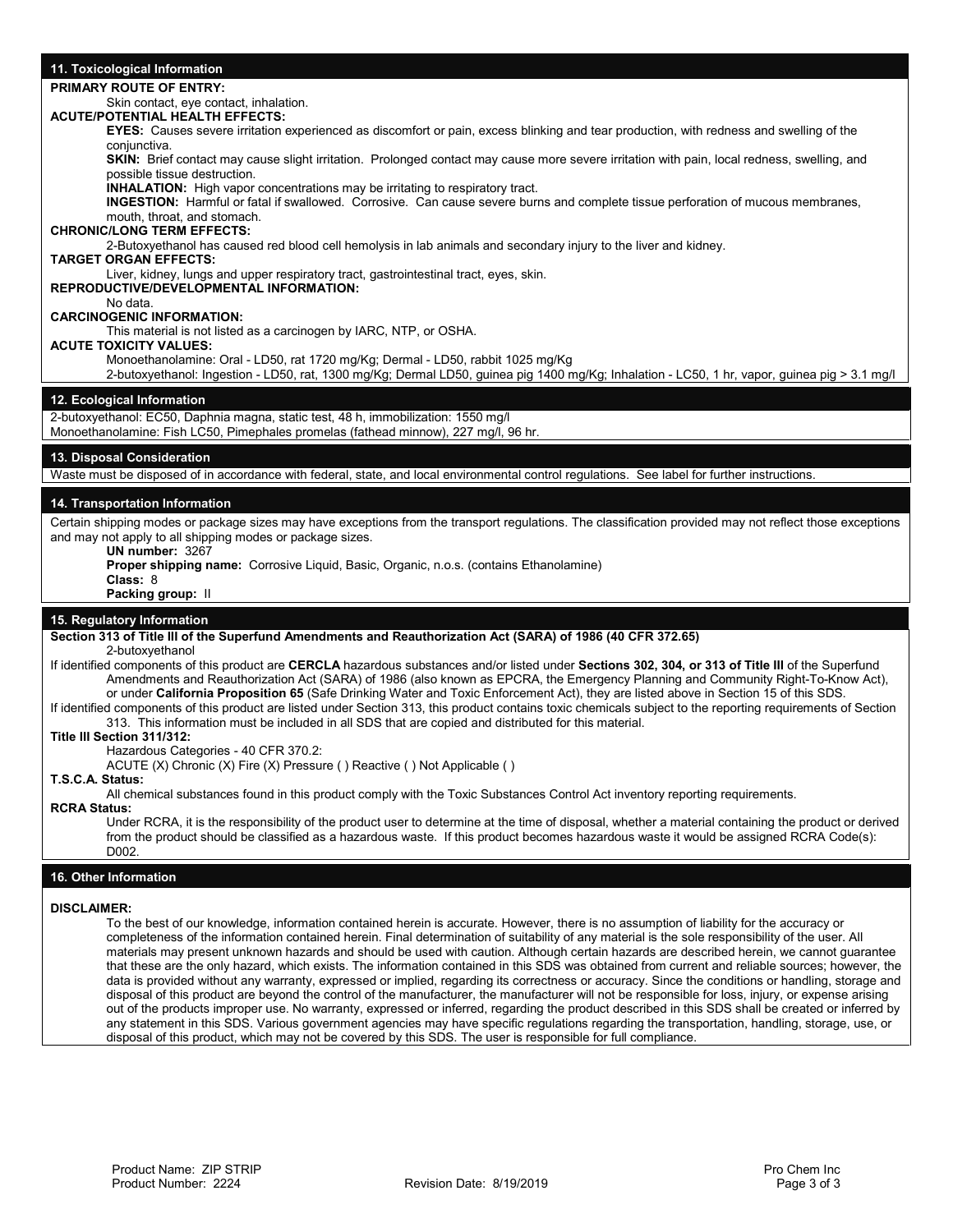## 11. Toxicological Information

**PRIMARY ROUTE OF ENTRY:**

Skin contact, eye contact, inhalation.

**ACUTE/POTENTIAL HEALTH EFFECTS:**

**EYES:** Causes severe irritation experienced as discomfort or pain, excess blinking and tear production, with redness and swelling of the conjunctiva.

**SKIN:** Brief contact may cause slight irritation. Prolonged contact may cause more severe irritation with pain, local redness, swelling, and possible tissue destruction.

**INHALATION:** High vapor concentrations may be irritating to respiratory tract.

**INGESTION:** Harmful or fatal if swallowed. Corrosive. Can cause severe burns and complete tissue perforation of mucous membranes, mouth, throat, and stomach.

**CHRONIC/LONG TERM EFFECTS:**

2-Butoxyethanol has caused red blood cell hemolysis in lab animals and secondary injury to the liver and kidney.

**TARGET ORGAN EFFECTS:**

Liver, kidney, lungs and upper respiratory tract, gastrointestinal tract, eyes, skin.

**REPRODUCTIVE/DEVELOPMENTAL INFORMATION:**

No data.

**CARCINOGENIC INFORMATION:**

This material is not listed as a carcinogen by IARC, NTP, or OSHA.

**ACUTE TOXICITY VALUES:**

Monoethanolamine: Oral - LD50, rat 1720 mg/Kg; Dermal - LD50, rabbit 1025 mg/Kg

2-butoxyethanol: Ingestion - LD50, rat, 1300 mg/Kg; Dermal LD50, guinea pig 1400 mg/Kg; Inhalation - LC50, 1 hr, vapor, guinea pig > 3.1 mg/l

## 12. Ecological Information

2-butoxyethanol: EC50, Daphnia magna, static test, 48 h, immobilization: 1550 mg/l

Monoethanolamine: Fish LC50, Pimephales promelas (fathead minnow), 227 mg/l, 96 hr.

## 13. Disposal Consideration

Waste must be disposed of in accordance with federal, state, and local environmental control regulations. See label for further instructions.

## 14. Transportation Information

Certain shipping modes or package sizes may have exceptions from the transport regulations. The classification provided may not reflect those exceptions and may not apply to all shipping modes or package sizes.

**UN number:** 3267

**Proper shipping name:** Corrosive Liquid, Basic, Organic, n.o.s. (contains Ethanolamine)

**Class:** 8

**Packing group:** II

## 15. Regulatory Information

**Section 313 of Title III of the Superfund Amendments and Reauthorization Act (SARA) of 1986 (40 CFR 372.65)**

2-butoxyethanol

If identified components of this product are **CERCLA** hazardous substances and/or listed under **Sections 302, 304, or 313 of Title III** of the Superfund Amendments and Reauthorization Act (SARA) of 1986 (also known as EPCRA, the Emergency Planning and Community Right-To-Know Act), or under **California Proposition 65** (Safe Drinking Water and Toxic Enforcement Act), they are listed above in Section 15 of this SDS.

If identified components of this product are listed under Section 313, this product contains toxic chemicals subject to the reporting requirements of Section 313. This information must be included in all SDS that are copied and distributed for this material.

**Title III Section 311/312:**

Hazardous Categories - 40 CFR 370.2:

ACUTE (X) Chronic (X) Fire (X) Pressure ( ) Reactive ( ) Not Applicable ( )

**T.S.C.A. Status:**

All chemical substances found in this product comply with the Toxic Substances Control Act inventory reporting requirements.

**RCRA Status:**

Under RCRA, it is the responsibility of the product user to determine at the time of disposal, whether a material containing the product or derived from the product should be classified as a hazardous waste. If this product becomes hazardous waste it would be assigned RCRA Code(s): D002.

## 16. Other Information

**DISCLAIMER:**

To the best of our knowledge, information contained herein is accurate. However, there is no assumption of liability for the accuracy or completeness of the information contained herein. Final determination of suitability of any material is the sole responsibility of the user. All materials may present unknown hazards and should be used with caution. Although certain hazards are described herein, we cannot guarantee that these are the only hazard, which exists. The information contained in this SDS was obtained from current and reliable sources; however, the data is provided without any warranty, expressed or implied, regarding its correctness or accuracy. Since the conditions or handling, storage and disposal of this product are beyond the control of the manufacturer, the manufacturer will not be responsible for loss, injury, or expense arising out of the products improper use. No warranty, expressed or inferred, regarding the product described in this SDS shall be created or inferred by any statement in this SDS. Various government agencies may have specific regulations regarding the transportation, handling, storage, use, or disposal of this product, which may not be covered by this SDS. The user is responsible for full compliance.